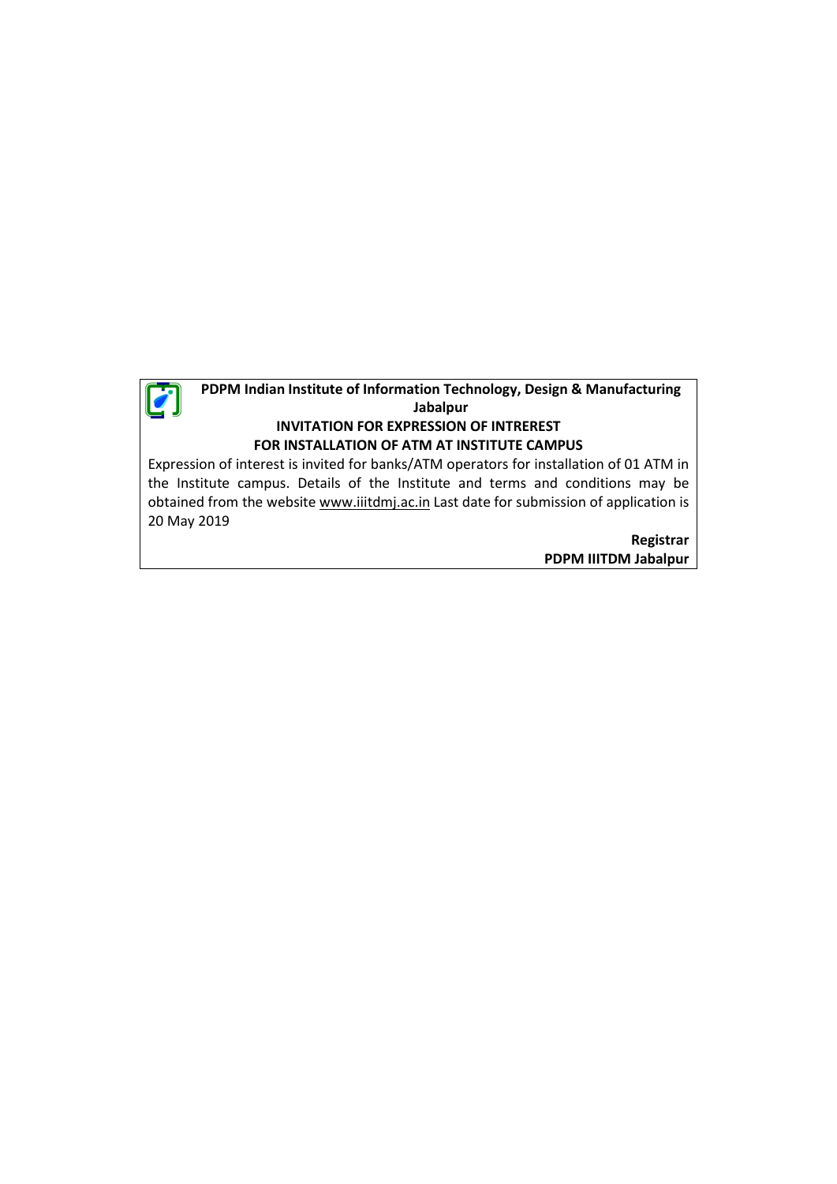**PDPM Indian Institute of Information Technology, Design & Manufacturing Jabalpur**

**INVITATION FOR EXPRESSION OF INTREREST**
**FOR INSTALLATION OF ATM AT INSTITUTE CAMPUS**

Expression of interest is invited for banks/ATM operators for installation of 01 ATM in the Institute campus. Details of the Institute and terms and conditions may be obtained from the website www.iiitdmj.ac.in Last date for submission of application is 20 May 2019

**Registrar**
**PDPM IIITDM Jabalpur**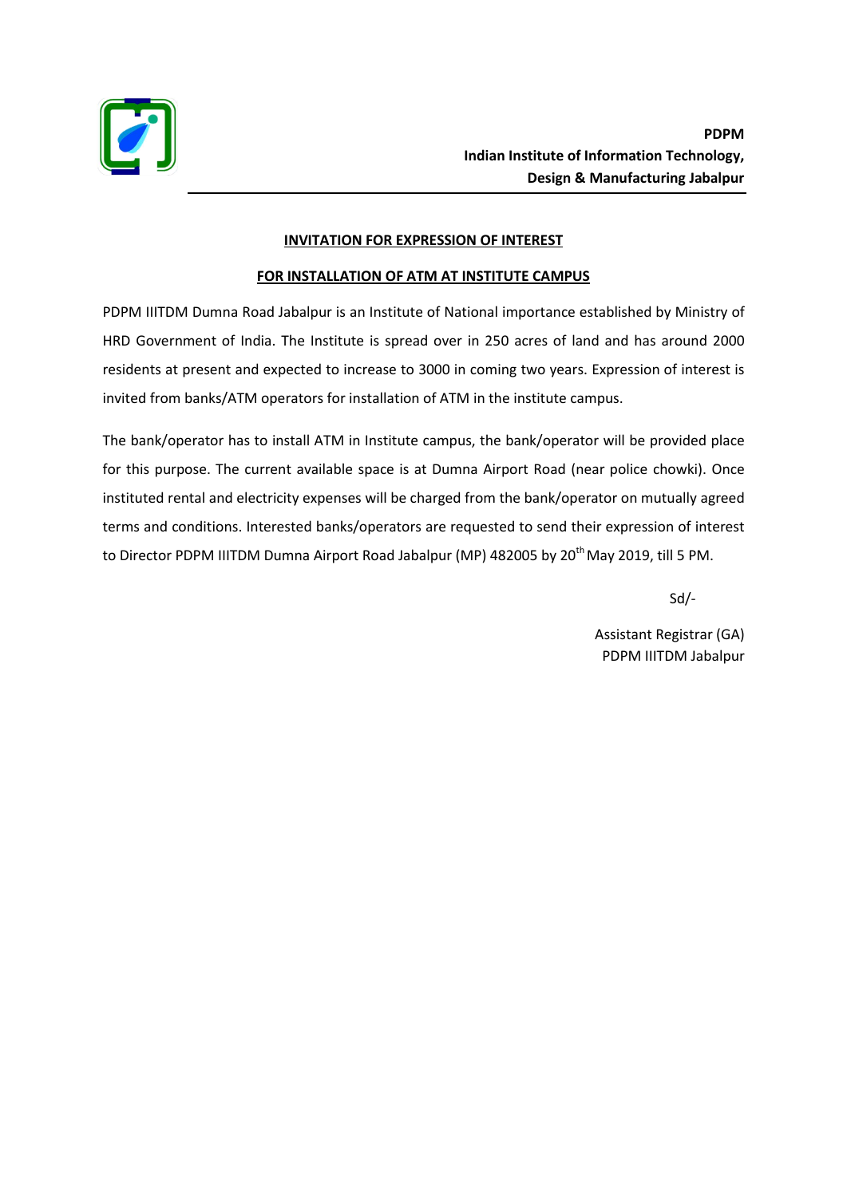**PDPM**
**Indian Institute of Information Technology,**
**Design & Manufacturing Jabalpur**

## INVITATION FOR EXPRESSION OF INTEREST

## FOR INSTALLATION OF ATM AT INSTITUTE CAMPUS

PDPM IIITDM Dumna Road Jabalpur is an Institute of National importance established by Ministry of HRD Government of India. The Institute is spread over in 250 acres of land and has around 2000 residents at present and expected to increase to 3000 in coming two years. Expression of interest is invited from banks/ATM operators for installation of ATM in the institute campus.

The bank/operator has to install ATM in Institute campus, the bank/operator will be provided place for this purpose. The current available space is at Dumna Airport Road (near police chowki). Once instituted rental and electricity expenses will be charged from the bank/operator on mutually agreed terms and conditions. Interested banks/operators are requested to send their expression of interest to Director PDPM IIITDM Dumna Airport Road Jabalpur (MP) 482005 by 20th May 2019, till 5 PM.

Sd/-

Assistant Registrar (GA)
PDPM IIITDM Jabalpur